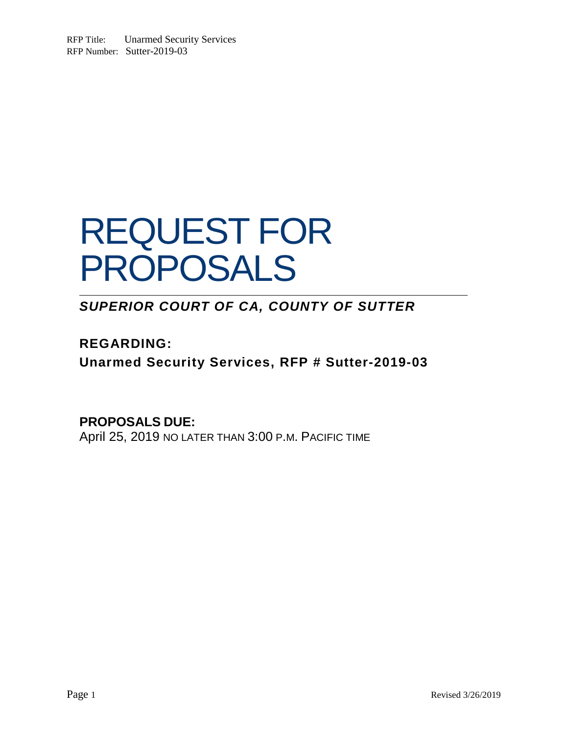# REQUEST FOR PROPOSALS

***SUPERIOR COURT OF CA, COUNTY OF SUTTER***

**REGARDING:**

**Unarmed Security Services, RFP # Sutter-2019-03**

**PROPOSALS DUE:**

April 25, 2019 NO LATER THAN 3:00 P.M. PACIFIC TIME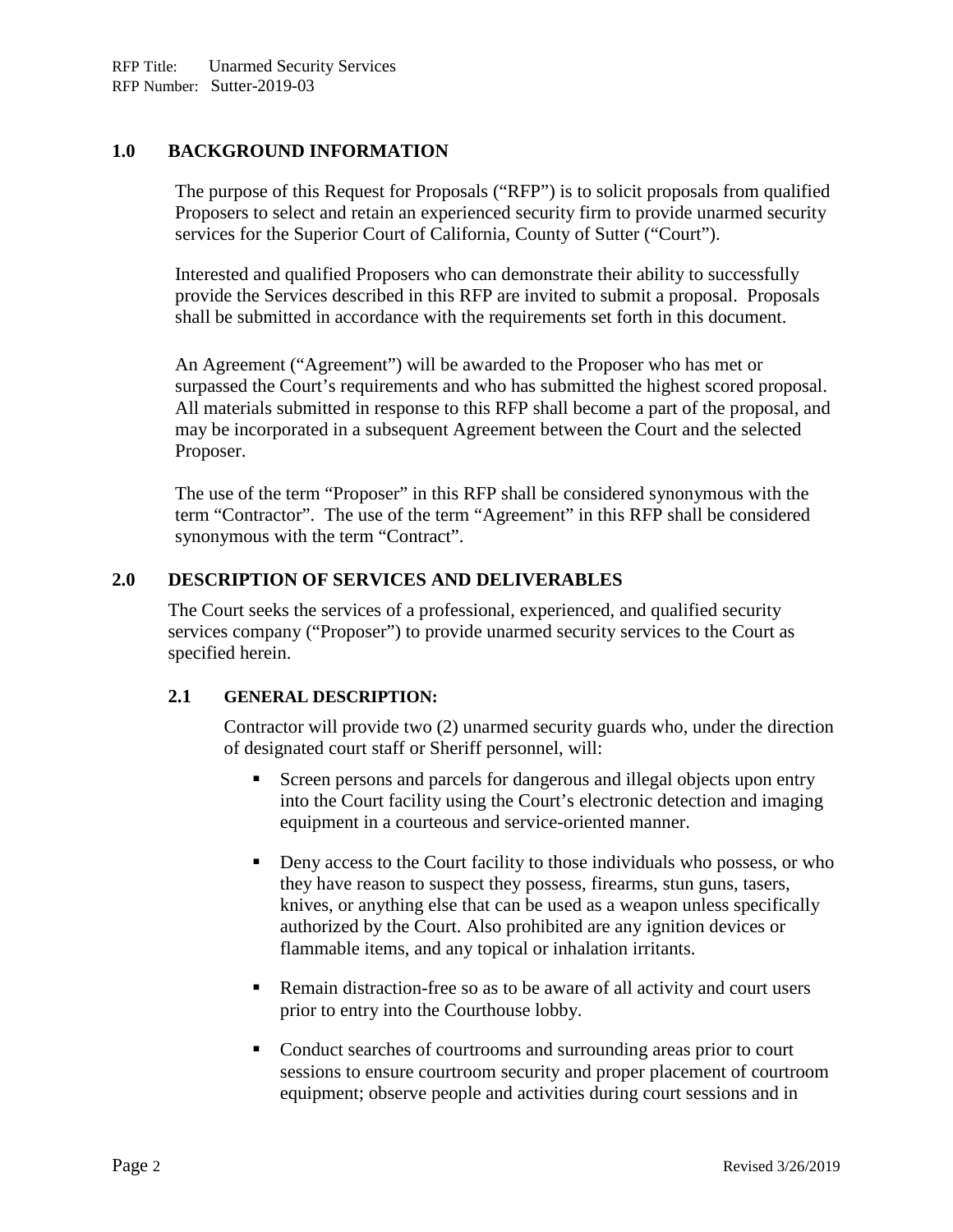## 1.0 BACKGROUND INFORMATION

The purpose of this Request for Proposals ("RFP") is to solicit proposals from qualified Proposers to select and retain an experienced security firm to provide unarmed security services for the Superior Court of California, County of Sutter ("Court").

Interested and qualified Proposers who can demonstrate their ability to successfully provide the Services described in this RFP are invited to submit a proposal. Proposals shall be submitted in accordance with the requirements set forth in this document.

An Agreement ("Agreement") will be awarded to the Proposer who has met or surpassed the Court's requirements and who has submitted the highest scored proposal. All materials submitted in response to this RFP shall become a part of the proposal, and may be incorporated in a subsequent Agreement between the Court and the selected Proposer.

The use of the term "Proposer" in this RFP shall be considered synonymous with the term "Contractor". The use of the term "Agreement" in this RFP shall be considered synonymous with the term "Contract".

## 2.0 DESCRIPTION OF SERVICES AND DELIVERABLES

The Court seeks the services of a professional, experienced, and qualified security services company ("Proposer") to provide unarmed security services to the Court as specified herein.

### 2.1 GENERAL DESCRIPTION:

Contractor will provide two (2) unarmed security guards who, under the direction of designated court staff or Sheriff personnel, will:

- Screen persons and parcels for dangerous and illegal objects upon entry into the Court facility using the Court's electronic detection and imaging equipment in a courteous and service-oriented manner.
- Deny access to the Court facility to those individuals who possess, or who they have reason to suspect they possess, firearms, stun guns, tasers, knives, or anything else that can be used as a weapon unless specifically authorized by the Court. Also prohibited are any ignition devices or flammable items, and any topical or inhalation irritants.
- Remain distraction-free so as to be aware of all activity and court users prior to entry into the Courthouse lobby.
- Conduct searches of courtrooms and surrounding areas prior to court sessions to ensure courtroom security and proper placement of courtroom equipment; observe people and activities during court sessions and in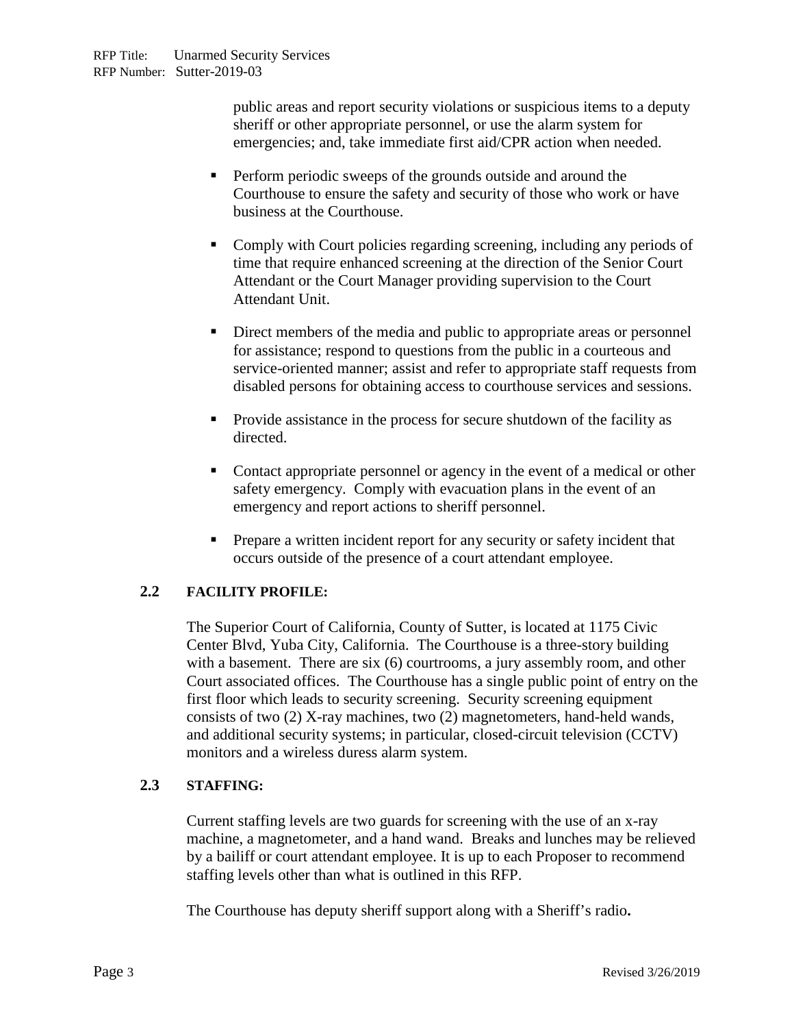public areas and report security violations or suspicious items to a deputy sheriff or other appropriate personnel, or use the alarm system for emergencies; and, take immediate first aid/CPR action when needed.

- Perform periodic sweeps of the grounds outside and around the Courthouse to ensure the safety and security of those who work or have business at the Courthouse.
- Comply with Court policies regarding screening, including any periods of time that require enhanced screening at the direction of the Senior Court Attendant or the Court Manager providing supervision to the Court Attendant Unit.
- Direct members of the media and public to appropriate areas or personnel for assistance; respond to questions from the public in a courteous and service-oriented manner; assist and refer to appropriate staff requests from disabled persons for obtaining access to courthouse services and sessions.
- Provide assistance in the process for secure shutdown of the facility as directed.
- Contact appropriate personnel or agency in the event of a medical or other safety emergency. Comply with evacuation plans in the event of an emergency and report actions to sheriff personnel.
- Prepare a written incident report for any security or safety incident that occurs outside of the presence of a court attendant employee.

### 2.2 FACILITY PROFILE:

The Superior Court of California, County of Sutter, is located at 1175 Civic Center Blvd, Yuba City, California. The Courthouse is a three-story building with a basement. There are six (6) courtrooms, a jury assembly room, and other Court associated offices. The Courthouse has a single public point of entry on the first floor which leads to security screening. Security screening equipment consists of two (2) X-ray machines, two (2) magnetometers, hand-held wands, and additional security systems; in particular, closed-circuit television (CCTV) monitors and a wireless duress alarm system.

### 2.3 STAFFING:

Current staffing levels are two guards for screening with the use of an x-ray machine, a magnetometer, and a hand wand. Breaks and lunches may be relieved by a bailiff or court attendant employee. It is up to each Proposer to recommend staffing levels other than what is outlined in this RFP.

The Courthouse has deputy sheriff support along with a Sheriff's radio**.**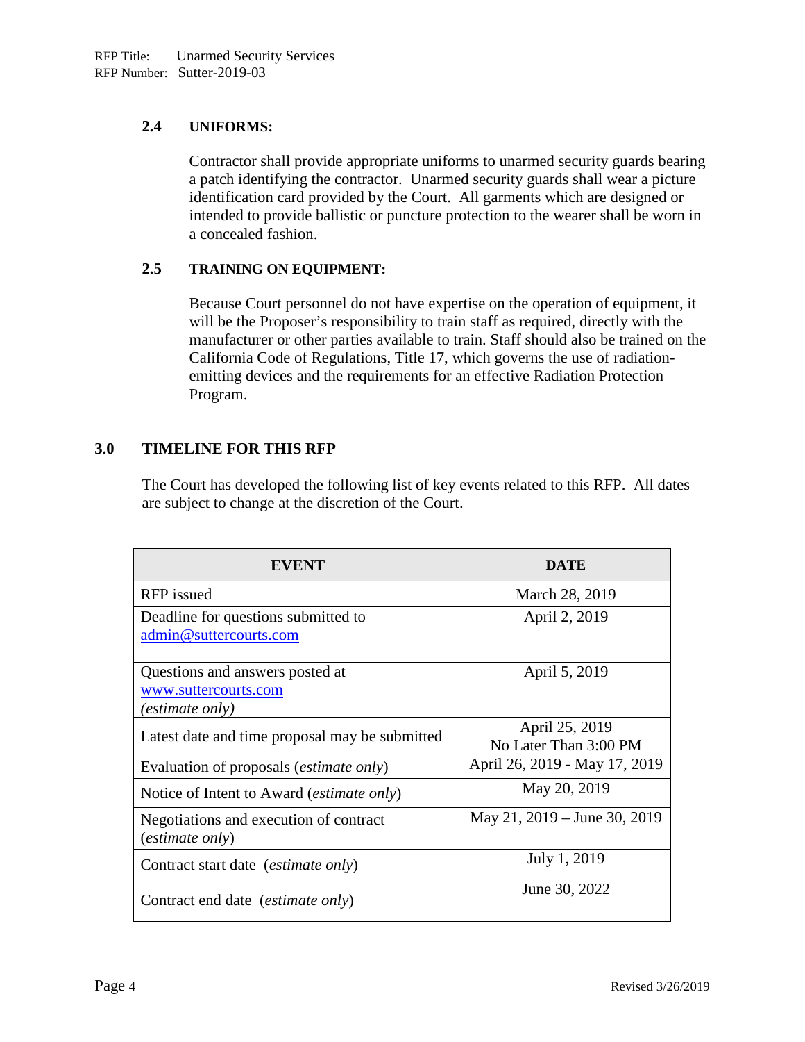### 2.4 UNIFORMS:

Contractor shall provide appropriate uniforms to unarmed security guards bearing a patch identifying the contractor. Unarmed security guards shall wear a picture identification card provided by the Court. All garments which are designed or intended to provide ballistic or puncture protection to the wearer shall be worn in a concealed fashion.

### 2.5 TRAINING ON EQUIPMENT:

Because Court personnel do not have expertise on the operation of equipment, it will be the Proposer's responsibility to train staff as required, directly with the manufacturer or other parties available to train. Staff should also be trained on the California Code of Regulations, Title 17, which governs the use of radiation-emitting devices and the requirements for an effective Radiation Protection Program.

## 3.0 TIMELINE FOR THIS RFP

The Court has developed the following list of key events related to this RFP. All dates are subject to change at the discretion of the Court.

| EVENT | DATE |
|---|---|
| RFP issued | March 28, 2019 |
| Deadline for questions submitted to admin@suttercourts.com | April 2, 2019 |
| Questions and answers posted at www.suttercourts.com *(estimate only)* | April 5, 2019 |
| Latest date and time proposal may be submitted | April 25, 2019<br>No Later Than 3:00 PM |
| Evaluation of proposals (*estimate only*) | April 26, 2019 - May 17, 2019 |
| Notice of Intent to Award (*estimate only*) | May 20, 2019 |
| Negotiations and execution of contract (*estimate only*) | May 21, 2019 – June 30, 2019 |
| Contract start date (*estimate only*) | July 1, 2019 |
| Contract end date (*estimate only*) | June 30, 2022 |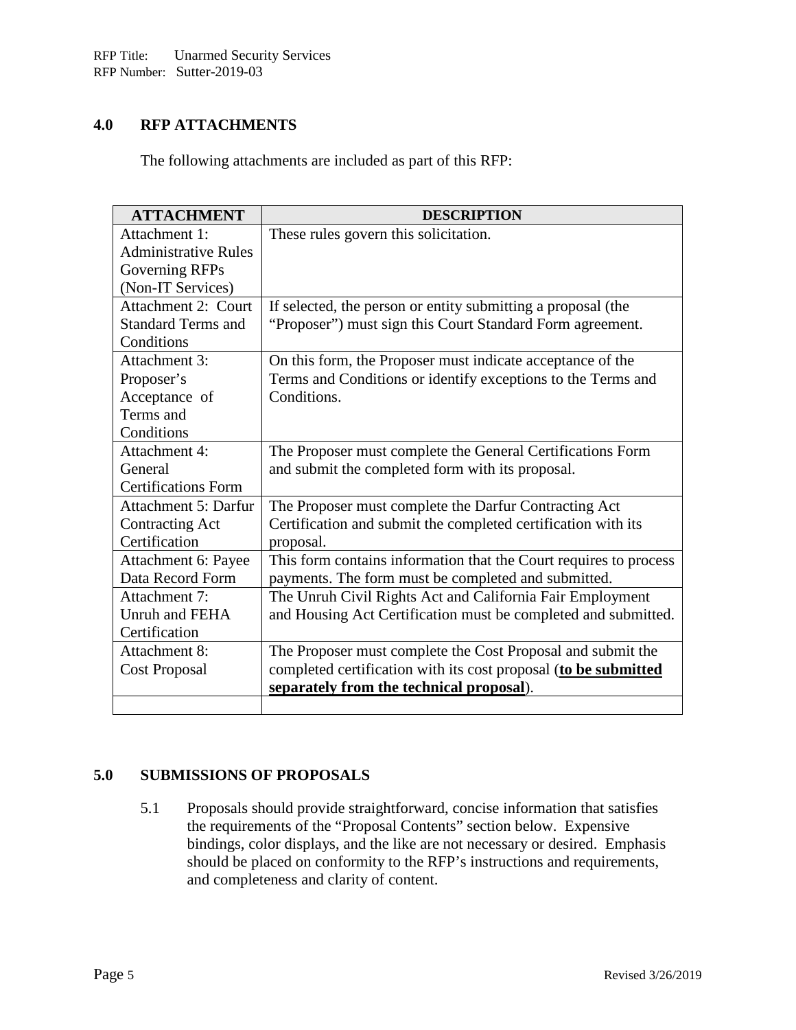## 4.0 RFP ATTACHMENTS

The following attachments are included as part of this RFP:

| ATTACHMENT | DESCRIPTION |
|---|---|
| Attachment 1: Administrative Rules Governing RFPs (Non-IT Services) | These rules govern this solicitation. |
| Attachment 2: Court Standard Terms and Conditions | If selected, the person or entity submitting a proposal (the "Proposer") must sign this Court Standard Form agreement. |
| Attachment 3: Proposer's Acceptance of Terms and Conditions | On this form, the Proposer must indicate acceptance of the Terms and Conditions or identify exceptions to the Terms and Conditions. |
| Attachment 4: General Certifications Form | The Proposer must complete the General Certifications Form and submit the completed form with its proposal. |
| Attachment 5: Darfur Contracting Act Certification | The Proposer must complete the Darfur Contracting Act Certification and submit the completed certification with its proposal. |
| Attachment 6: Payee Data Record Form | This form contains information that the Court requires to process payments. The form must be completed and submitted. |
| Attachment 7: Unruh and FEHA Certification | The Unruh Civil Rights Act and California Fair Employment and Housing Act Certification must be completed and submitted. |
| Attachment 8: Cost Proposal | The Proposer must complete the Cost Proposal and submit the completed certification with its cost proposal (**<u>to be submitted separately from the technical proposal</u>**). |
| | |

## 5.0 SUBMISSIONS OF PROPOSALS

5.1 Proposals should provide straightforward, concise information that satisfies the requirements of the "Proposal Contents" section below. Expensive bindings, color displays, and the like are not necessary or desired. Emphasis should be placed on conformity to the RFP's instructions and requirements, and completeness and clarity of content.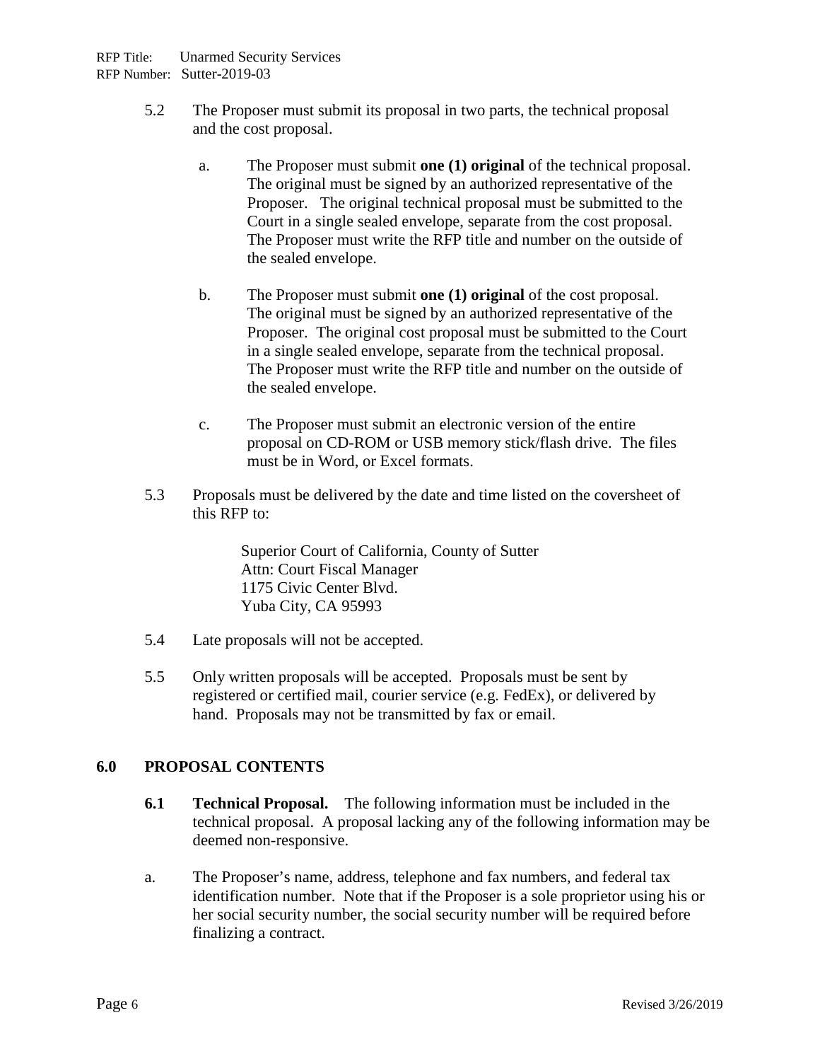5.2 The Proposer must submit its proposal in two parts, the technical proposal and the cost proposal.

   a. The Proposer must submit **one (1) original** of the technical proposal. The original must be signed by an authorized representative of the Proposer. The original technical proposal must be submitted to the Court in a single sealed envelope, separate from the cost proposal. The Proposer must write the RFP title and number on the outside of the sealed envelope.

   b. The Proposer must submit **one (1) original** of the cost proposal. The original must be signed by an authorized representative of the Proposer. The original cost proposal must be submitted to the Court in a single sealed envelope, separate from the technical proposal. The Proposer must write the RFP title and number on the outside of the sealed envelope.

   c. The Proposer must submit an electronic version of the entire proposal on CD-ROM or USB memory stick/flash drive. The files must be in Word, or Excel formats.

5.3 Proposals must be delivered by the date and time listed on the coversheet of this RFP to:

> Superior Court of California, County of Sutter
> Attn: Court Fiscal Manager
> 1175 Civic Center Blvd.
> Yuba City, CA 95993

5.4 Late proposals will not be accepted.

5.5 Only written proposals will be accepted. Proposals must be sent by registered or certified mail, courier service (e.g. FedEx), or delivered by hand. Proposals may not be transmitted by fax or email.

## 6.0 PROPOSAL CONTENTS

**6.1 Technical Proposal.** The following information must be included in the technical proposal. A proposal lacking any of the following information may be deemed non-responsive.

a. The Proposer's name, address, telephone and fax numbers, and federal tax identification number. Note that if the Proposer is a sole proprietor using his or her social security number, the social security number will be required before finalizing a contract.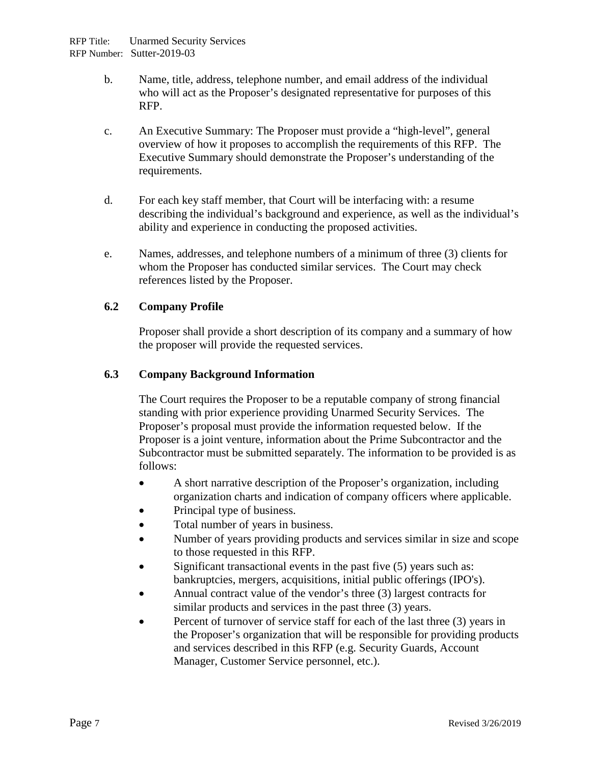b. Name, title, address, telephone number, and email address of the individual who will act as the Proposer's designated representative for purposes of this RFP.

c. An Executive Summary: The Proposer must provide a "high-level", general overview of how it proposes to accomplish the requirements of this RFP. The Executive Summary should demonstrate the Proposer's understanding of the requirements.

d. For each key staff member, that Court will be interfacing with: a resume describing the individual's background and experience, as well as the individual's ability and experience in conducting the proposed activities.

e. Names, addresses, and telephone numbers of a minimum of three (3) clients for whom the Proposer has conducted similar services. The Court may check references listed by the Proposer.

### 6.2 Company Profile

Proposer shall provide a short description of its company and a summary of how the proposer will provide the requested services.

### 6.3 Company Background Information

The Court requires the Proposer to be a reputable company of strong financial standing with prior experience providing Unarmed Security Services. The Proposer's proposal must provide the information requested below. If the Proposer is a joint venture, information about the Prime Subcontractor and the Subcontractor must be submitted separately. The information to be provided is as follows:

- A short narrative description of the Proposer's organization, including organization charts and indication of company officers where applicable.
- Principal type of business.
- Total number of years in business.
- Number of years providing products and services similar in size and scope to those requested in this RFP.
- Significant transactional events in the past five (5) years such as: bankruptcies, mergers, acquisitions, initial public offerings (IPO's).
- Annual contract value of the vendor's three (3) largest contracts for similar products and services in the past three (3) years.
- Percent of turnover of service staff for each of the last three (3) years in the Proposer's organization that will be responsible for providing products and services described in this RFP (e.g. Security Guards, Account Manager, Customer Service personnel, etc.).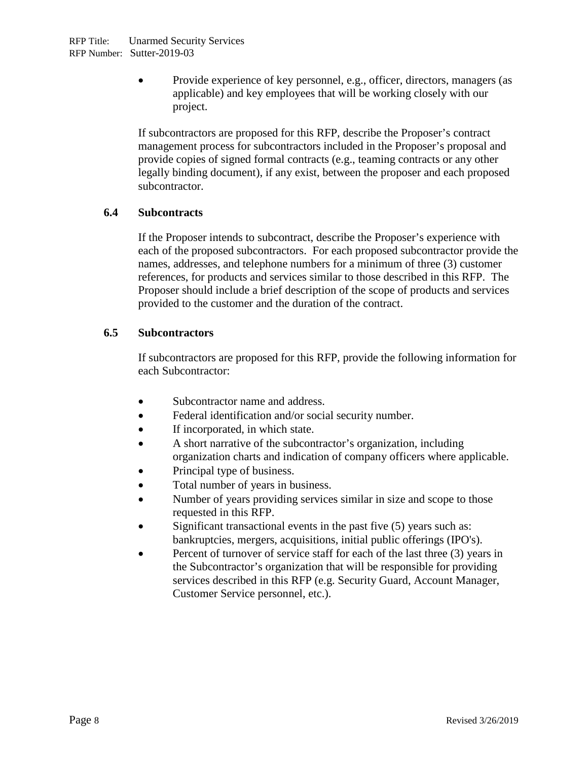- Provide experience of key personnel, e.g., officer, directors, managers (as applicable) and key employees that will be working closely with our project.

If subcontractors are proposed for this RFP, describe the Proposer's contract management process for subcontractors included in the Proposer's proposal and provide copies of signed formal contracts (e.g., teaming contracts or any other legally binding document), if any exist, between the proposer and each proposed subcontractor.

### 6.4 Subcontracts

If the Proposer intends to subcontract, describe the Proposer's experience with each of the proposed subcontractors. For each proposed subcontractor provide the names, addresses, and telephone numbers for a minimum of three (3) customer references, for products and services similar to those described in this RFP. The Proposer should include a brief description of the scope of products and services provided to the customer and the duration of the contract.

### 6.5 Subcontractors

If subcontractors are proposed for this RFP, provide the following information for each Subcontractor:

- Subcontractor name and address.
- Federal identification and/or social security number.
- If incorporated, in which state.
- A short narrative of the subcontractor's organization, including organization charts and indication of company officers where applicable.
- Principal type of business.
- Total number of years in business.
- Number of years providing services similar in size and scope to those requested in this RFP.
- Significant transactional events in the past five (5) years such as: bankruptcies, mergers, acquisitions, initial public offerings (IPO's).
- Percent of turnover of service staff for each of the last three (3) years in the Subcontractor's organization that will be responsible for providing services described in this RFP (e.g. Security Guard, Account Manager, Customer Service personnel, etc.).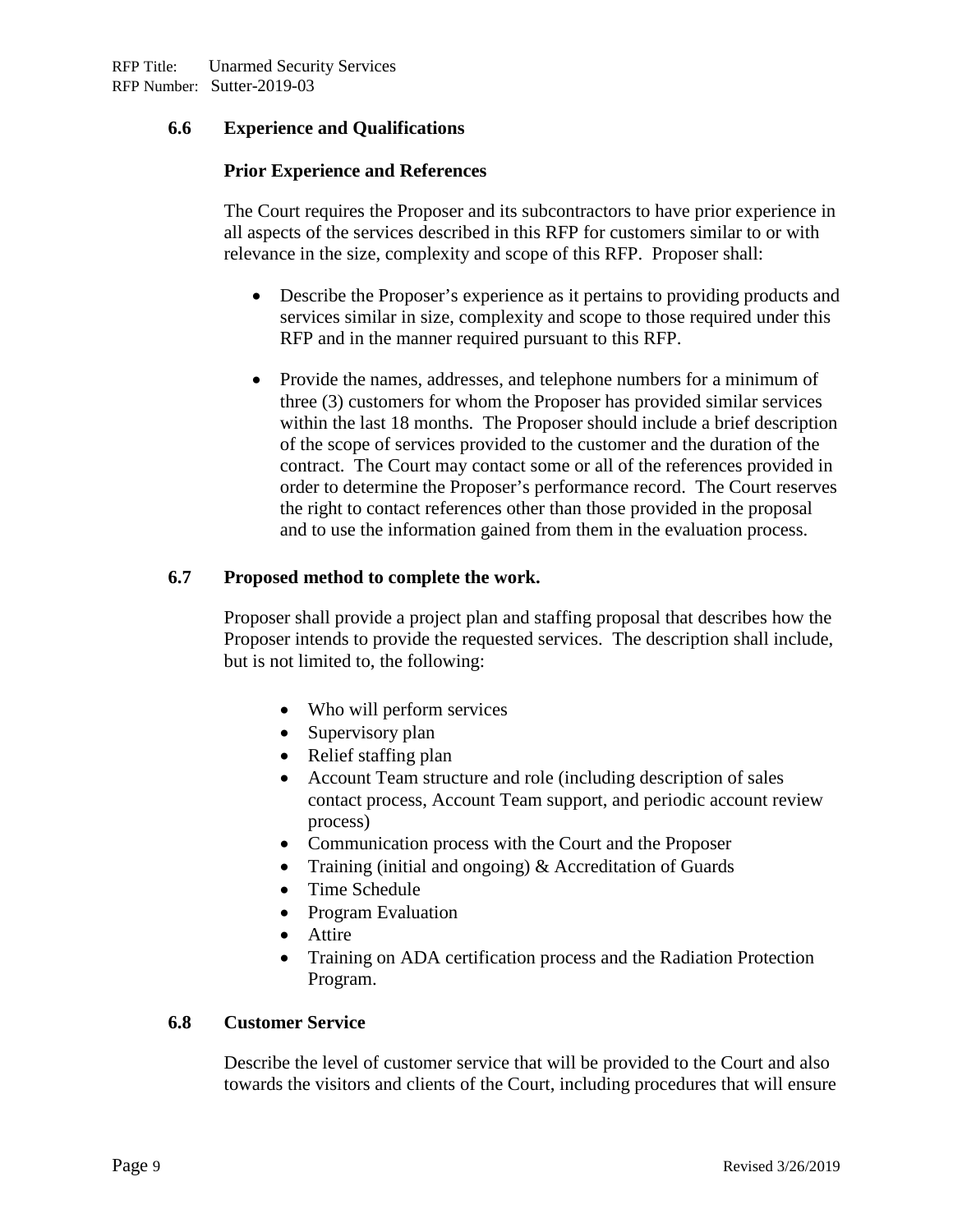### 6.6 Experience and Qualifications

**Prior Experience and References**

The Court requires the Proposer and its subcontractors to have prior experience in all aspects of the services described in this RFP for customers similar to or with relevance in the size, complexity and scope of this RFP. Proposer shall:

- Describe the Proposer's experience as it pertains to providing products and services similar in size, complexity and scope to those required under this RFP and in the manner required pursuant to this RFP.
- Provide the names, addresses, and telephone numbers for a minimum of three (3) customers for whom the Proposer has provided similar services within the last 18 months. The Proposer should include a brief description of the scope of services provided to the customer and the duration of the contract. The Court may contact some or all of the references provided in order to determine the Proposer's performance record. The Court reserves the right to contact references other than those provided in the proposal and to use the information gained from them in the evaluation process.

### 6.7 Proposed method to complete the work.

Proposer shall provide a project plan and staffing proposal that describes how the Proposer intends to provide the requested services. The description shall include, but is not limited to, the following:

- Who will perform services
- Supervisory plan
- Relief staffing plan
- Account Team structure and role (including description of sales contact process, Account Team support, and periodic account review process)
- Communication process with the Court and the Proposer
- Training (initial and ongoing) & Accreditation of Guards
- Time Schedule
- Program Evaluation
- Attire
- Training on ADA certification process and the Radiation Protection Program.

### 6.8 Customer Service

Describe the level of customer service that will be provided to the Court and also towards the visitors and clients of the Court, including procedures that will ensure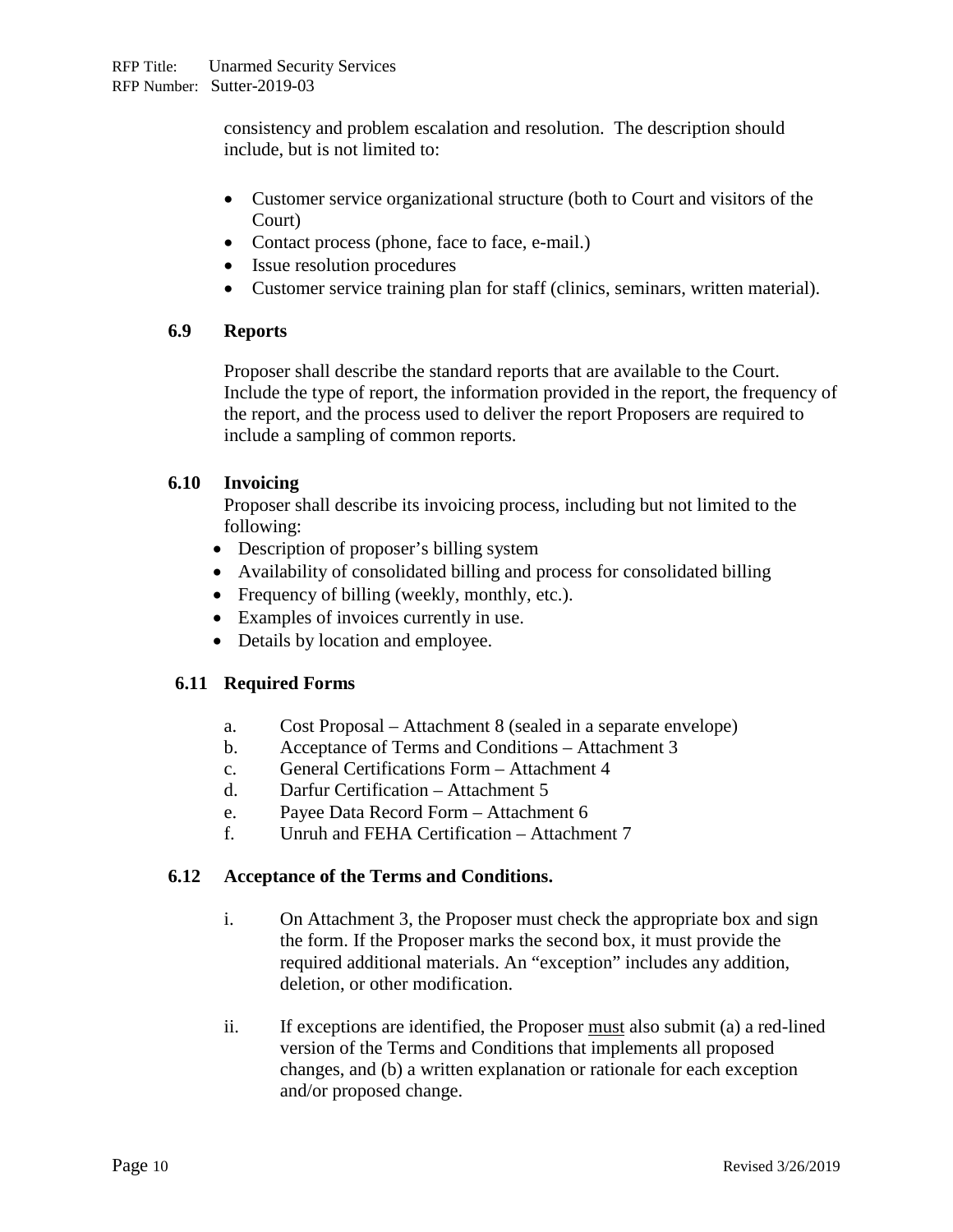consistency and problem escalation and resolution. The description should include, but is not limited to:

- Customer service organizational structure (both to Court and visitors of the Court)
- Contact process (phone, face to face, e-mail.)
- Issue resolution procedures
- Customer service training plan for staff (clinics, seminars, written material).

### 6.9 Reports

Proposer shall describe the standard reports that are available to the Court. Include the type of report, the information provided in the report, the frequency of the report, and the process used to deliver the report Proposers are required to include a sampling of common reports.

### 6.10 Invoicing

Proposer shall describe its invoicing process, including but not limited to the following:

- Description of proposer's billing system
- Availability of consolidated billing and process for consolidated billing
- Frequency of billing (weekly, monthly, etc.).
- Examples of invoices currently in use.
- Details by location and employee.

### 6.11 Required Forms

a. Cost Proposal – Attachment 8 (sealed in a separate envelope)
b. Acceptance of Terms and Conditions – Attachment 3
c. General Certifications Form – Attachment 4
d. Darfur Certification – Attachment 5
e. Payee Data Record Form – Attachment 6
f. Unruh and FEHA Certification – Attachment 7

### 6.12 Acceptance of the Terms and Conditions.

i. On Attachment 3, the Proposer must check the appropriate box and sign the form. If the Proposer marks the second box, it must provide the required additional materials. An "exception" includes any addition, deletion, or other modification.

ii. If exceptions are identified, the Proposer must also submit (a) a red-lined version of the Terms and Conditions that implements all proposed changes, and (b) a written explanation or rationale for each exception and/or proposed change.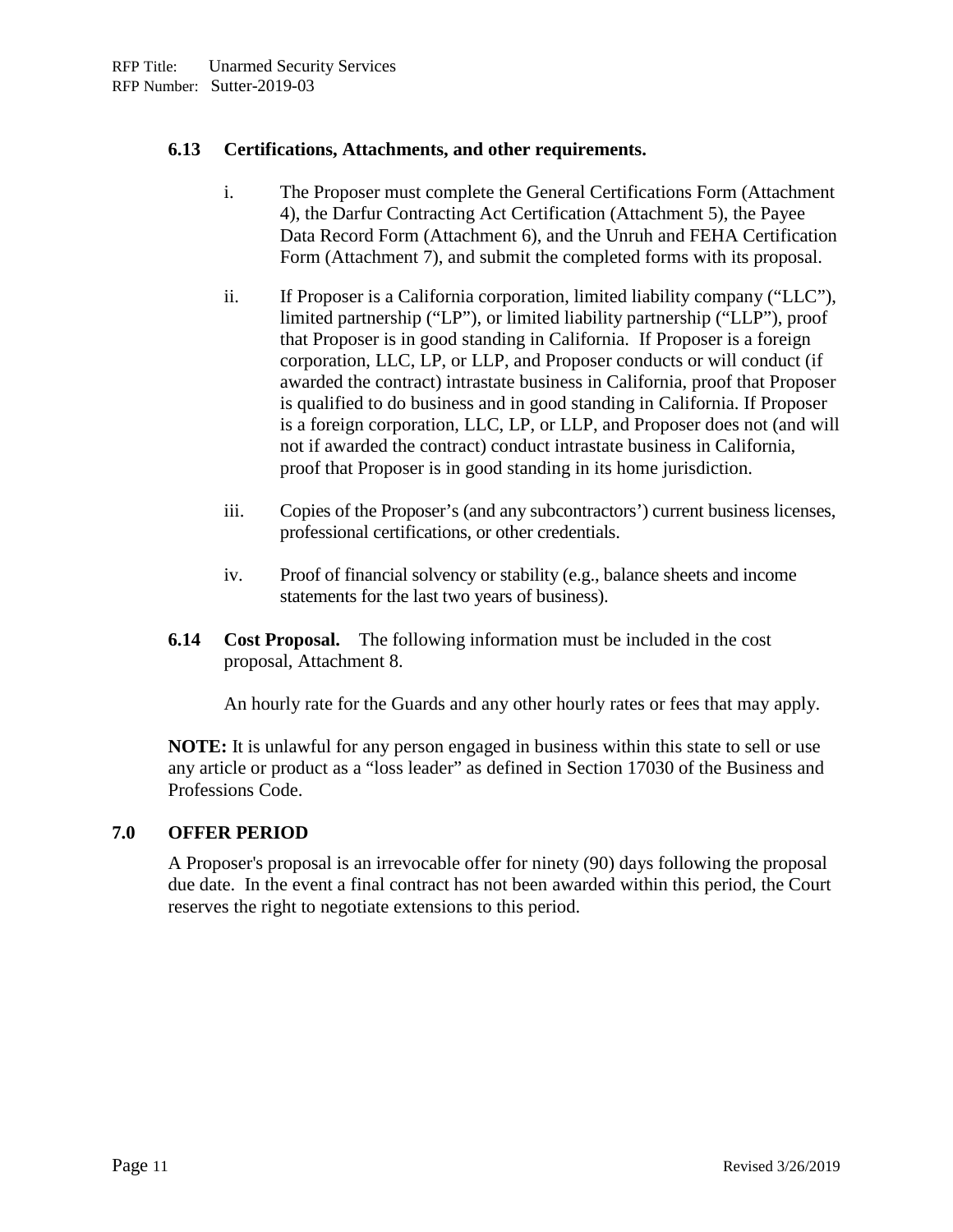### 6.13 Certifications, Attachments, and other requirements.

i. The Proposer must complete the General Certifications Form (Attachment 4), the Darfur Contracting Act Certification (Attachment 5), the Payee Data Record Form (Attachment 6), and the Unruh and FEHA Certification Form (Attachment 7), and submit the completed forms with its proposal.

ii. If Proposer is a California corporation, limited liability company ("LLC"), limited partnership ("LP"), or limited liability partnership ("LLP"), proof that Proposer is in good standing in California. If Proposer is a foreign corporation, LLC, LP, or LLP, and Proposer conducts or will conduct (if awarded the contract) intrastate business in California, proof that Proposer is qualified to do business and in good standing in California. If Proposer is a foreign corporation, LLC, LP, or LLP, and Proposer does not (and will not if awarded the contract) conduct intrastate business in California, proof that Proposer is in good standing in its home jurisdiction.

iii. Copies of the Proposer's (and any subcontractors') current business licenses, professional certifications, or other credentials.

iv. Proof of financial solvency or stability (e.g., balance sheets and income statements for the last two years of business).

**6.14 Cost Proposal.** The following information must be included in the cost proposal, Attachment 8.

An hourly rate for the Guards and any other hourly rates or fees that may apply.

**NOTE:** It is unlawful for any person engaged in business within this state to sell or use any article or product as a "loss leader" as defined in Section 17030 of the Business and Professions Code.

## 7.0 OFFER PERIOD

A Proposer's proposal is an irrevocable offer for ninety (90) days following the proposal due date. In the event a final contract has not been awarded within this period, the Court reserves the right to negotiate extensions to this period.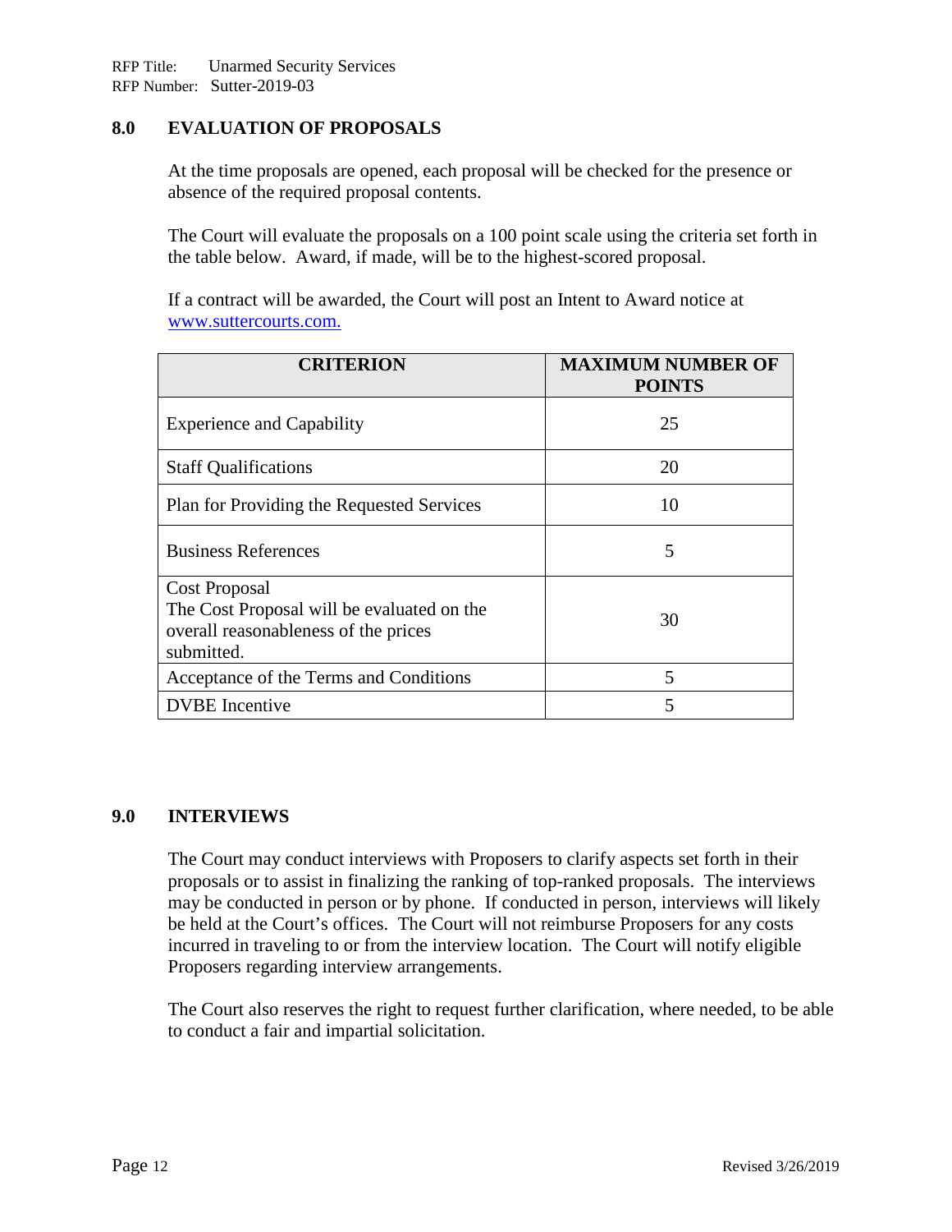## 8.0 EVALUATION OF PROPOSALS

At the time proposals are opened, each proposal will be checked for the presence or absence of the required proposal contents.

The Court will evaluate the proposals on a 100 point scale using the criteria set forth in the table below. Award, if made, will be to the highest-scored proposal.

If a contract will be awarded, the Court will post an Intent to Award notice at [www.suttercourts.com.](www.suttercourts.com)

| CRITERION | MAXIMUM NUMBER OF POINTS |
|---|---|
| Experience and Capability | 25 |
| Staff Qualifications | 20 |
| Plan for Providing the Requested Services | 10 |
| Business References | 5 |
| Cost Proposal<br>The Cost Proposal will be evaluated on the overall reasonableness of the prices submitted. | 30 |
| Acceptance of the Terms and Conditions | 5 |
| DVBE Incentive | 5 |

## 9.0 INTERVIEWS

The Court may conduct interviews with Proposers to clarify aspects set forth in their proposals or to assist in finalizing the ranking of top-ranked proposals. The interviews may be conducted in person or by phone. If conducted in person, interviews will likely be held at the Court's offices. The Court will not reimburse Proposers for any costs incurred in traveling to or from the interview location. The Court will notify eligible Proposers regarding interview arrangements.

The Court also reserves the right to request further clarification, where needed, to be able to conduct a fair and impartial solicitation.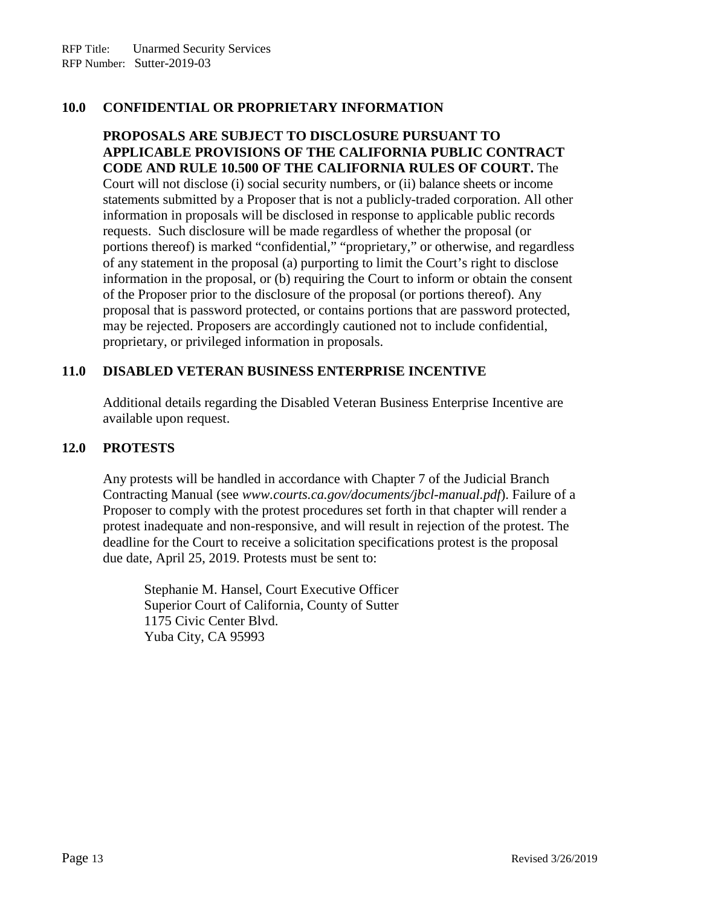## 10.0 CONFIDENTIAL OR PROPRIETARY INFORMATION

**PROPOSALS ARE SUBJECT TO DISCLOSURE PURSUANT TO APPLICABLE PROVISIONS OF THE CALIFORNIA PUBLIC CONTRACT CODE AND RULE 10.500 OF THE CALIFORNIA RULES OF COURT.** The Court will not disclose (i) social security numbers, or (ii) balance sheets or income statements submitted by a Proposer that is not a publicly-traded corporation. All other information in proposals will be disclosed in response to applicable public records requests. Such disclosure will be made regardless of whether the proposal (or portions thereof) is marked "confidential," "proprietary," or otherwise, and regardless of any statement in the proposal (a) purporting to limit the Court's right to disclose information in the proposal, or (b) requiring the Court to inform or obtain the consent of the Proposer prior to the disclosure of the proposal (or portions thereof). Any proposal that is password protected, or contains portions that are password protected, may be rejected. Proposers are accordingly cautioned not to include confidential, proprietary, or privileged information in proposals.

## 11.0 DISABLED VETERAN BUSINESS ENTERPRISE INCENTIVE

Additional details regarding the Disabled Veteran Business Enterprise Incentive are available upon request.

## 12.0 PROTESTS

Any protests will be handled in accordance with Chapter 7 of the Judicial Branch Contracting Manual (see *www.courts.ca.gov/documents/jbcl-manual.pdf*). Failure of a Proposer to comply with the protest procedures set forth in that chapter will render a protest inadequate and non-responsive, and will result in rejection of the protest. The deadline for the Court to receive a solicitation specifications protest is the proposal due date, April 25, 2019. Protests must be sent to:

Stephanie M. Hansel, Court Executive Officer
Superior Court of California, County of Sutter
1175 Civic Center Blvd.
Yuba City, CA 95993